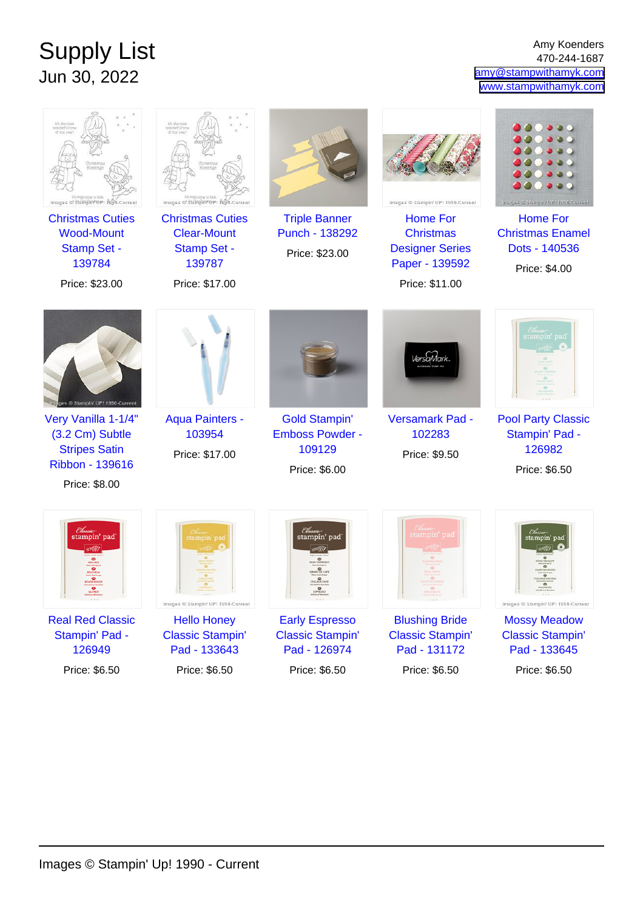# Supply List

Jun 30, 2022

Amy Koenders
470-244-1687
amy@stampwithamyk.com
www.stampwithamyk.com

Christmas Cuties Wood-Mount Stamp Set - 139784

Price: $23.00

Christmas Cuties Clear-Mount Stamp Set - 139787

Price: $17.00

Triple Banner Punch - 138292

Price: $23.00

Home For Christmas Designer Series Paper - 139592

Price: $11.00

Home For Christmas Enamel Dots - 140536

Price: $4.00

Very Vanilla 1-1/4" (3.2 Cm) Subtle Stripes Satin Ribbon - 139616

Price: $8.00

Aqua Painters - 103954

Price: $17.00

Gold Stampin' Emboss Powder - 109129

Price: $6.00

Versamark Pad - 102283

Price: $9.50

Pool Party Classic Stampin' Pad - 126982

Price: $6.50

Real Red Classic Stampin' Pad - 126949

Price: $6.50

Hello Honey Classic Stampin' Pad - 133643

Price: $6.50

Early Espresso Classic Stampin' Pad - 126974

Price: $6.50

Blushing Bride Classic Stampin' Pad - 131172

Price: $6.50

Mossy Meadow Classic Stampin' Pad - 133645

Price: $6.50

Images © Stampin' Up! 1990 - Current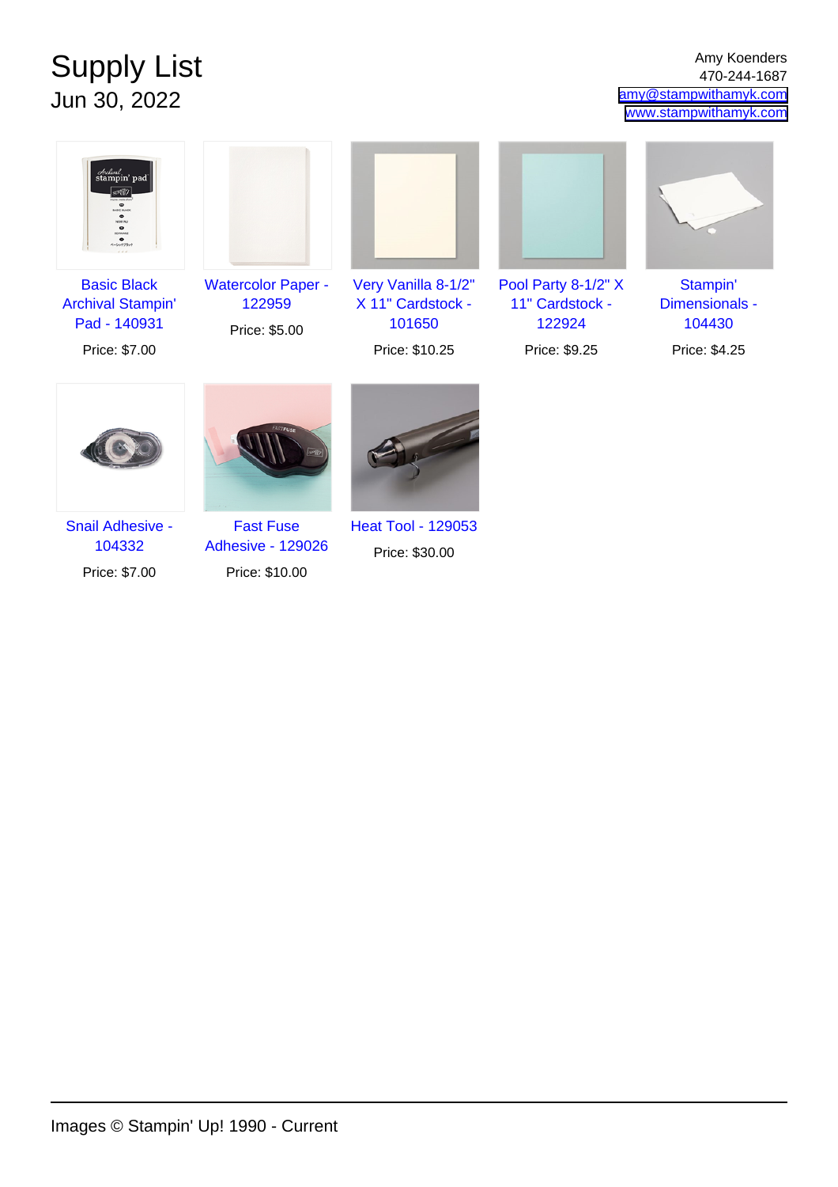# Supply List

Jun 30, 2022

Amy Koenders
470-244-1687
amy@stampwithamyk.com
www.stampwithamyk.com

Basic Black Archival Stampin' Pad - 140931

Price: $7.00

Watercolor Paper - 122959

Price: $5.00

Very Vanilla 8-1/2" X 11" Cardstock - 101650

Price: $10.25

Pool Party 8-1/2" X 11" Cardstock - 122924

Price: $9.25

Stampin' Dimensionals - 104430

Price: $4.25

Snail Adhesive - 104332

Price: $7.00

Fast Fuse Adhesive - 129026

Price: $10.00

Heat Tool - 129053

Price: $30.00

Images © Stampin' Up! 1990 - Current